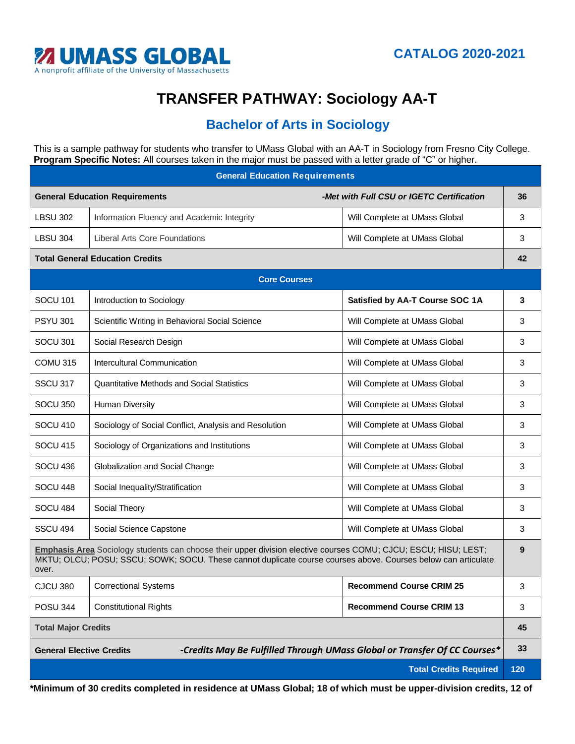UMASS GLOBAL
A nonprofit affiliate of the University of Massachusetts

CATALOG 2020-2021

# TRANSFER PATHWAY: Sociology AA-T

## Bachelor of Arts in Sociology

This is a sample pathway for students who transfer to UMass Global with an AA-T in Sociology from Fresno City College.
**Program Specific Notes:** All courses taken in the major must be passed with a letter grade of "C" or higher.

| General Education Requirements | | | |
|---|---|---|---|
| **General Education Requirements** | | ***-Met with Full CSU or IGETC Certification*** | **36** |
| LBSU 302 | Information Fluency and Academic Integrity | Will Complete at UMass Global | 3 |
| LBSU 304 | Liberal Arts Core Foundations | Will Complete at UMass Global | 3 |
| **Total General Education Credits** | | | **42** |
| **Core Courses** | | | |
| SOCU 101 | Introduction to Sociology | **Satisfied by AA-T Course SOC 1A** | **3** |
| PSYU 301 | Scientific Writing in Behavioral Social Science | Will Complete at UMass Global | 3 |
| SOCU 301 | Social Research Design | Will Complete at UMass Global | 3 |
| COMU 315 | Intercultural Communication | Will Complete at UMass Global | 3 |
| SSCU 317 | Quantitative Methods and Social Statistics | Will Complete at UMass Global | 3 |
| SOCU 350 | Human Diversity | Will Complete at UMass Global | 3 |
| SOCU 410 | Sociology of Social Conflict, Analysis and Resolution | Will Complete at UMass Global | 3 |
| SOCU 415 | Sociology of Organizations and Institutions | Will Complete at UMass Global | 3 |
| SOCU 436 | Globalization and Social Change | Will Complete at UMass Global | 3 |
| SOCU 448 | Social Inequality/Stratification | Will Complete at UMass Global | 3 |
| SOCU 484 | Social Theory | Will Complete at UMass Global | 3 |
| SSCU 494 | Social Science Capstone | Will Complete at UMass Global | 3 |
| **Emphasis Area** Sociology students can choose their upper division elective courses COMU; CJCU; ESCU; HISU; LEST; MKTU; OLCU; POSU; SSCU; SOWK; SOCU. These cannot duplicate course courses above. Courses below can articulate over. | | | **9** |
| CJCU 380 | Correctional Systems | **Recommend Course CRIM 25** | 3 |
| POSU 344 | Constitutional Rights | **Recommend Course CRIM 13** | 3 |
| **Total Major Credits** | | | **45** |
| **General Elective Credits** | | ***-Credits May Be Fulfilled Through UMass Global or Transfer Of CC Courses**** | **33** |
| | | **Total Credits Required** | **120** |

**\*Minimum of 30 credits completed in residence at UMass Global; 18 of which must be upper-division credits, 12 of**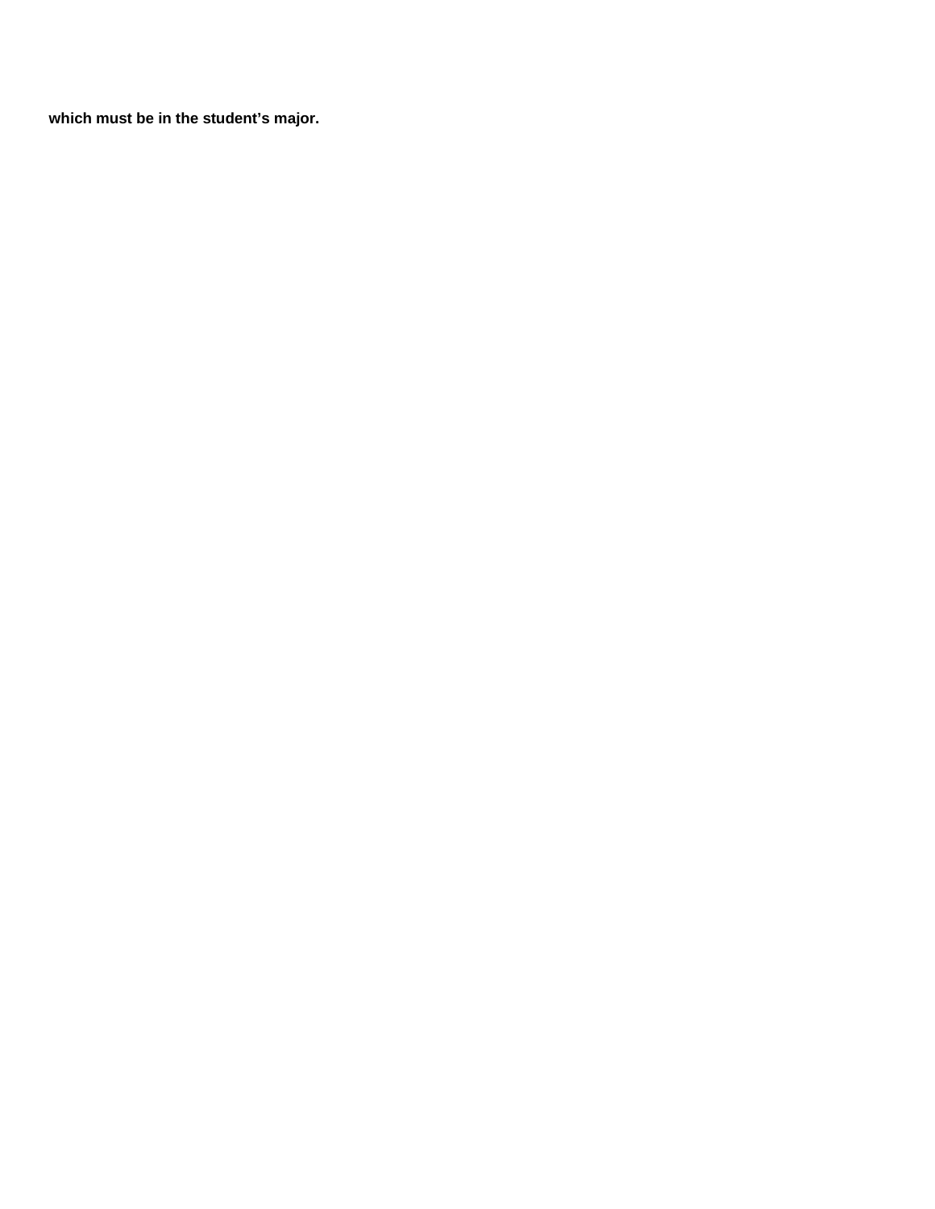**which must be in the student’s major.**